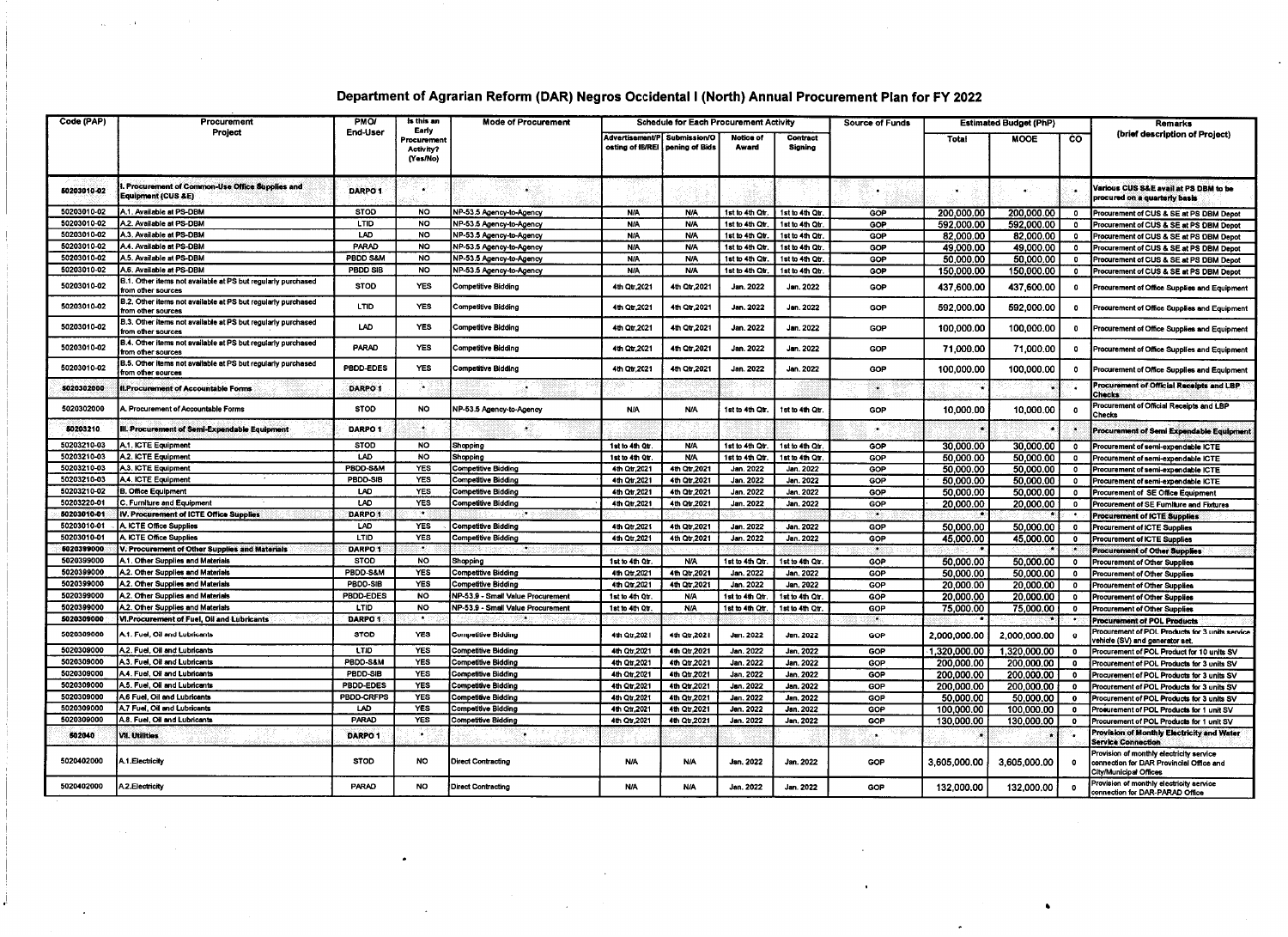# Department of Agrarian Reform (DAR) Negros Occidental I (North) Annual Procurement Plan for FY 2022

| Code (PAP) | Procurement Project | PMO/ End-User | Is this an Early Procurement Activity? (Yes/No) | Mode of Procurement | Schedule for Each Procurement Activity | | | | Source of Funds | Estimated Budget (PhP) | | | Remarks (brief description of Project) |
|---|---|---|---|---|---|---|---|---|---|---|---|---|---|
| | | | | | Advertisement/Posting of IB/REI | Submission/Opening of Bids | Notice of Award | Contract Signing | | Total | MOOE | CO | |
| 50203010-02 | **I. Procurement of Common-Use Office Supplies and Equipment (CUS &E)** | DARPO 1 | * | * | | | | | * | * | * | * | Various CUS S&E avail at PS DBM to be procured on a quarterly basis |
| 50203010-02 | A.1. Available at PS-DBM | STOD | NO | NP-53.5 Agency-to-Agency | N/A | N/A | 1st to 4th Qtr. | 1st to 4th Qtr. | GOP | 200,000.00 | 200,000.00 | 0 | Procurement of CUS & SE at PS DBM Depot |
| 50203010-02 | A.2. Available at PS-DBM | LTID | NO | NP-53.5 Agency-to-Agency | N/A | N/A | 1st to 4th Qtr. | 1st to 4th Qtr. | GOP | 592,000.00 | 592,000.00 | 0 | Procurement of CUS & SE at PS DBM Depot |
| 50203010-02 | A.3. Available at PS-DBM | LAD | NO | NP-53.5 Agency-to-Agency | N/A | N/A | 1st to 4th Qtr. | 1st to 4th Qtr. | GOP | 82,000.00 | 82,000.00 | 0 | Procurement of CUS & SE at PS DBM Depot |
| 50203010-02 | A.4. Available at PS-DBM | PARAD | NO | NP-53.5 Agency-to-Agency | N/A | N/A | 1st to 4th Qtr. | 1st to 4th Qtr. | GOP | 49,000.00 | 49,000.00 | 0 | Procurement of CUS & SE at PS DBM Depot |
| 50203010-02 | A.5. Available at PS-DBM | PBDD S&M | NO | NP-53.5 Agency-to-Agency | N/A | N/A | 1st to 4th Qtr. | 1st to 4th Qtr. | GOP | 50,000.00 | 50,000.00 | 0 | Procurement of CUS & SE at PS DBM Depot |
| 50203010-02 | A.6. Available at PS-DBM | PBDD SIB | NO | NP-53.5 Agency-to-Agency | N/A | N/A | 1st to 4th Qtr. | 1st to 4th Qtr. | GOP | 150,000.00 | 150,000.00 | 0 | Procurement of CUS & SE at PS DBM Depot |
| 50203010-02 | B.1. Other items not available at PS but regularly purchased from other sources | STOD | YES | Competitive Bidding | 4th Qtr,2021 | 4th Qtr,2021 | Jan. 2022 | Jan. 2022 | GOP | 437,600.00 | 437,600.00 | 0 | Procurement of Office Supplies and Equipment |
| 50203010-02 | B.2. Other items not available at PS but regularly purchased from other sources | LTID | YES | Competitive Bidding | 4th Qtr,2021 | 4th Qtr,2021 | Jan. 2022 | Jan. 2022 | GOP | 592,000.00 | 592,000.00 | 0 | Procurement of Office Supplies and Equipment |
| 50203010-02 | B.3. Other items not available at PS but regularly purchased from other sources | LAD | YES | Competitive Bidding | 4th Qtr,2021 | 4th Qtr,2021 | Jan. 2022 | Jan. 2022 | GOP | 100,000.00 | 100,000.00 | 0 | Procurement of Office Supplies and Equipment |
| 50203010-02 | B.4. Other items not available at PS but regularly purchased from other sources | PARAD | YES | Competitive Bidding | 4th Qtr,2021 | 4th Qtr,2021 | Jan. 2022 | Jan. 2022 | GOP | 71,000.00 | 71,000.00 | 0 | Procurement of Office Supplies and Equipment |
| 50203010-02 | B.5. Other items not available at PS but regularly purchased from other sources | PBDD-EDES | YES | Competitive Bidding | 4th Qtr,2021 | 4th Qtr,2021 | Jan. 2022 | Jan. 2022 | GOP | 100,000.00 | 100,000.00 | 0 | Procurement of Office Supplies and Equipment |
| 5020302000 | **II.Procurement of Accountable Forms** | DARPO 1 | * | * | | | | | * | * | * | * | Procurement of Official Receipts and LBP Checks |
| 5020302000 | A. Procurement of Accountable Forms | STOD | NO | NP-53.5 Agency-to-Agency | N/A | N/A | 1st to 4th Qtr. | 1st to 4th Qtr. | GOP | 10,000.00 | 10,000.00 | 0 | Procurement of Official Receipts and LBP Checks |
| 50203210 | **III. Procurement of Semi-Expendable Equipment** | DARPO 1 | * | * | | | | | * | * | * | * | Procurement of Semi Expendable Equipment |
| 50203210-03 | A.1. ICTE Equipment | STOD | NO | Shopping | 1st to 4th Qtr. | N/A | 1st to 4th Qtr. | 1st to 4th Qtr. | GOP | 30,000.00 | 30,000.00 | 0 | Procurement of semi-expendable ICTE |
| 50203210-03 | A.2. ICTE Equipment | LAD | NO | Shopping | 1st to 4th Qtr. | N/A | 1st to 4th Qtr. | 1st to 4th Qtr. | GOP | 50,000.00 | 50,000.00 | 0 | Procurement of semi-expendable ICTE |
| 50203210-03 | A.3. ICTE Equipment | PBDD-S&M | YES | Competitive Bidding | 4th Qtr,2021 | 4th Qtr,2021 | Jan. 2022 | Jan. 2022 | GOP | 50,000.00 | 50,000.00 | 0 | Procurement of semi-expendable ICTE |
| 50203210-03 | A.4. ICTE Equipment | PBDD-SIB | YES | Competitive Bidding | 4th Qtr,2021 | 4th Qtr,2021 | Jan. 2022 | Jan. 2022 | GOP | 50,000.00 | 50,000.00 | 0 | Procurement of semi-expendable ICTE |
| 50203210-02 | B. Office Equipment | LAD | YES | Competitive Bidding | 4th Qtr,2021 | 4th Qtr,2021 | Jan. 2022 | Jan. 2022 | GOP | 50,000.00 | 50,000.00 | 0 | Procurement of SE Office Equipment |
| 50203220-01 | C. Furniture and Equipment | LAD | YES | Competitive Bidding | 4th Qtr,2021 | 4th Qtr,2021 | Jan. 2022 | Jan. 2022 | GOP | 20,000.00 | 20,000.00 | 0 | Procurement of SE Furniture and Fixtures |
| 50203010-01 | **IV. Procurement of ICTE Office Supplies** | DARPO 1 | * | * | | | | | * | * | * | * | Procurement of ICTE Supplies |
| 50203010-01 | A. ICTE Office Supplies | LAD | YES | Competitive Bidding | 4th Qtr,2021 | 4th Qtr,2021 | Jan. 2022 | Jan. 2022 | GOP | 50,000.00 | 50,000.00 | 0 | Procurement of ICTE Supplies |
| 50203010-01 | A. ICTE Office Supplies | LTID | YES | Competitive Bidding | 4th Qtr,2021 | 4th Qtr,2021 | Jan. 2022 | Jan. 2022 | GOP | 45,000.00 | 45,000.00 | 0 | Procurement of ICTE Supplies |
| 5020399000 | **V. Procurement of Other Supplies and Materials** | DARPO 1 | * | * | | | | | * | * | * | * | Procurement of Other Supplies |
| 5020399000 | A.1. Other Supplies and Materials | STOD | NO | Shopping | 1st to 4th Qtr. | N/A | 1st to 4th Qtr. | 1st to 4th Qtr. | GOP | 50,000.00 | 50,000.00 | 0 | Procurement of Other Supplies |
| 5020399000 | A.2. Other Supplies and Materials | PBDD-S&M | YES | Competitive Bidding | 4th Qtr,2021 | 4th Qtr,2021 | Jan. 2022 | Jan. 2022 | GOP | 50,000.00 | 50,000.00 | 0 | Procurement of Other Supplies |
| 5020399000 | A.2. Other Supplies and Materials | PBDD-SIB | YES | Competitive Bidding | 4th Qtr,2021 | 4th Qtr,2021 | Jan. 2022 | Jan. 2022 | GOP | 20,000.00 | 20,000.00 | 0 | Procurement of Other Supplies |
| 5020399000 | A.2. Other Supplies and Materials | PBDD-EDES | NO | NP-53.9 - Small Value Procurement | 1st to 4th Qtr. | N/A | 1st to 4th Qtr. | 1st to 4th Qtr. | GOP | 20,000.00 | 20,000.00 | 0 | Procurement of Other Supplies |
| 5020399000 | A.2. Other Supplies and Materials | LTID | NO | NP-53.9 - Small Value Procurement | 1st to 4th Qtr. | N/A | 1st to 4th Qtr. | 1st to 4th Qtr. | GOP | 75,000.00 | 75,000.00 | 0 | Procurement of Other Supplies |
| 5020309000 | **VI.Procurement of Fuel, Oil and Lubricants** | DARPO 1 | * | * | | | | | * | * | * | * | Procurement of POL Products |
| 5020309000 | A.1. Fuel, Oil and Lubricants | STOD | YES | Competitive Bidding | 4th Qtr,2021 | 4th Qtr,2021 | Jan. 2022 | Jan. 2022 | GOP | 2,000,000.00 | 2,000,000.00 | 0 | Procurement of POL Products for 3 units service vehicle (SV) and generator set. |
| 5020309000 | A.2. Fuel, Oil and Lubricants | LTID | YES | Competitive Bidding | 4th Qtr,2021 | 4th Qtr,2021 | Jan. 2022 | Jan. 2022 | GOP | 1,320,000.00 | 1,320,000.00 | 0 | Procurement of POL Product for 10 units SV |
| 5020309000 | A.3. Fuel, Oil and Lubricants | PBDD-S&M | YES | Competitive Bidding | 4th Qtr,2021 | 4th Qtr,2021 | Jan. 2022 | Jan. 2022 | GOP | 200,000.00 | 200,000.00 | 0 | Procurement of POL Products for 3 units SV |
| 5020309000 | A.4. Fuel, Oil and Lubricants | PBDD-SIB | YES | Competitive Bidding | 4th Qtr,2021 | 4th Qtr,2021 | Jan. 2022 | Jan. 2022 | GOP | 200,000.00 | 200,000.00 | 0 | Procurement of POL Products for 3 units SV |
| 5020309000 | A.5. Fuel, Oil and Lubricants | PBDD-EDES | YES | Competitive Bidding | 4th Qtr,2021 | 4th Qtr,2021 | Jan. 2022 | Jan. 2022 | GOP | 200,000.00 | 200,000.00 | 0 | Procurement of POL Products for 3 units SV |
| 5020309000 | A.6 Fuel, Oil and Lubricants | PBDD-CRFPS | YES | Competitive Bidding | 4th Qtr,2021 | 4th Qtr,2021 | Jan. 2022 | Jan. 2022 | GOP | 50,000.00 | 50,000.00 | 0 | Procurement of POL Products for 3 units SV |
| 5020309000 | A.7 Fuel, Oil and Lubricants | LAD | YES | Competitive Bidding | 4th Qtr,2021 | 4th Qtr,2021 | Jan. 2022 | Jan. 2022 | GOP | 100,000.00 | 100,000.00 | 0 | Procurement of POL Products for 1 unit SV |
| 5020309000 | A.8. Fuel, Oil and Lubricants | PARAD | YES | Competitive Bidding | 4th Qtr,2021 | 4th Qtr,2021 | Jan. 2022 | Jan. 2022 | GOP | 130,000.00 | 130,000.00 | 0 | Procurement of POL Products for 1 unit SV |
| 502040 | **VII. Utilities** | DARPO 1 | * | * | | | | | * | * | * | * | Provision of Monthly Electricity and Water Service Connection |
| 5020402000 | A.1.Electricity | STOD | NO | Direct Contracting | N/A | N/A | Jan. 2022 | Jan. 2022 | GOP | 3,605,000.00 | 3,605,000.00 | 0 | Provision of monthly electricity service connection for DAR Provincial Office and City/Municipal Offices |
| 5020402000 | A.2.Electricity | PARAD | NO | Direct Contracting | N/A | N/A | Jan. 2022 | Jan. 2022 | GOP | 132,000.00 | 132,000.00 | 0 | Provision of monthly electricity service connection for DAR-PARAD Office |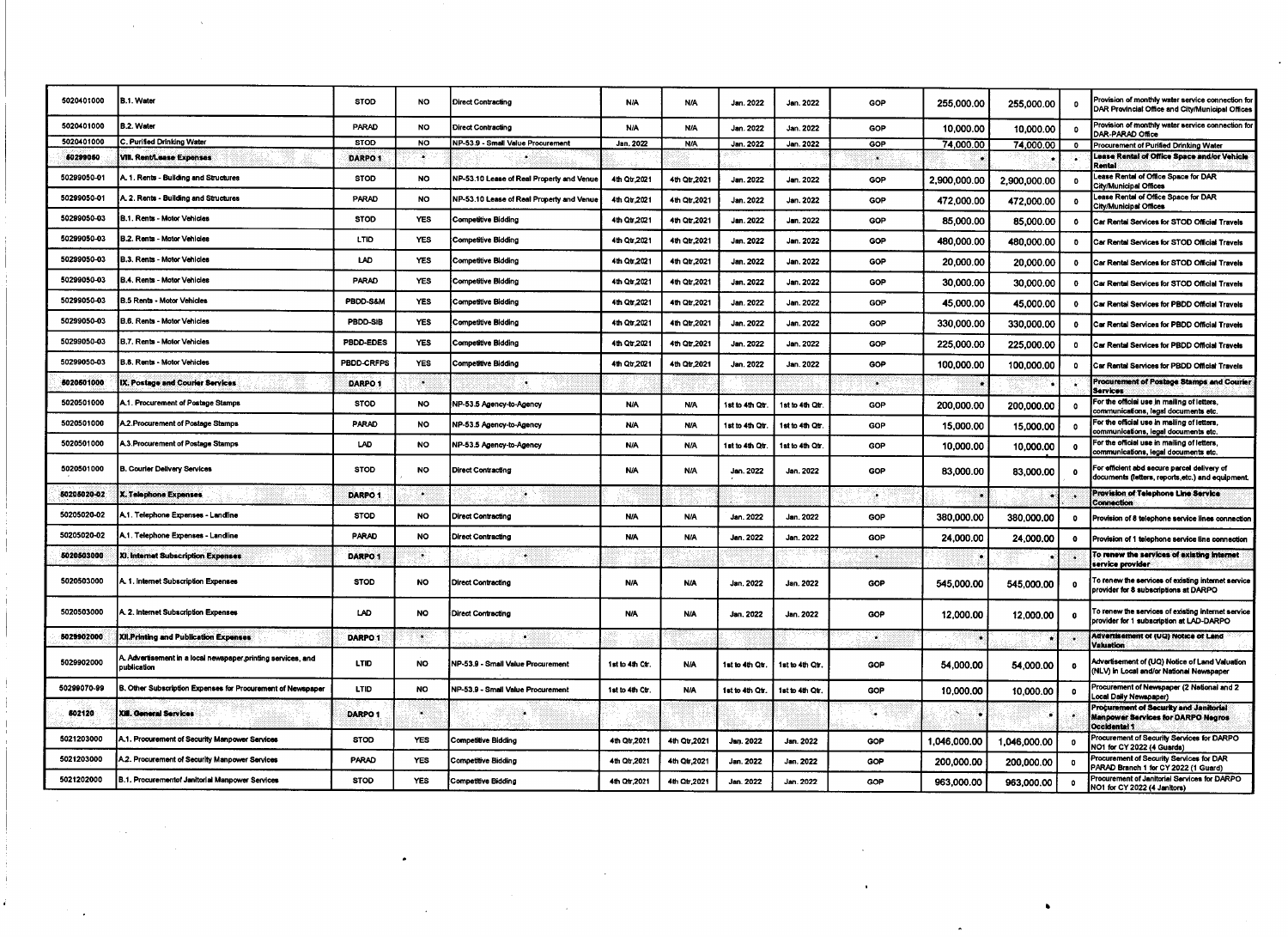| | | | | | | | | | | | | | |
|---|---|---|---|---|---|---|---|---|---|---|---|---|---|
| 5020401000 | B.1. Water | STOD | NO | Direct Contracting | N/A | N/A | Jan. 2022 | Jan. 2022 | GOP | 255,000.00 | 255,000.00 | 0 | Provision of monthly water service connection for DAR Provincial Office and City/Municipal Offices |
| 5020401000 | B.2. Water | PARAD | NO | Direct Contracting | N/A | N/A | Jan. 2022 | Jan. 2022 | GOP | 10,000.00 | 10,000.00 | 0 | Provision of monthly water service connection for DAR-PARAD Office |
| 5020401000 | C. Purified Drinking Water | STOD | NO | NP-53.9 - Small Value Procurement | Jan. 2022 | N/A | Jan. 2022 | Jan. 2022 | GOP | 74,000.00 | 74,000.00 | 0 | Procurement of Purified Drinking Water |
| 50299050 | **VIII. Rent/Lease Expenses** | DARPO 1 | - | - | | | | | - | - | - | - | **Lease Rental of Office Space and/or Vehicle Rental** |
| 50299050-01 | A. 1. Rents - Building and Structures | STOD | NO | NP-53.10 Lease of Real Property and Venue | 4th Qtr,2021 | 4th Qtr,2021 | Jan. 2022 | Jan. 2022 | GOP | 2,900,000.00 | 2,900,000.00 | 0 | Lease Rental of Office Space for DAR City/Municipal Offices |
| 50299050-01 | A. 2. Rents - Building and Structures | PARAD | NO | NP-53.10 Lease of Real Property and Venue | 4th Qtr,2021 | 4th Qtr,2021 | Jan. 2022 | Jan. 2022 | GOP | 472,000.00 | 472,000.00 | 0 | Lease Rental of Office Space for DAR City/Municipal Offices |
| 50299050-03 | B.1. Rents - Motor Vehicles | STOD | YES | Competitive Bidding | 4th Qtr,2021 | 4th Qtr,2021 | Jan. 2022 | Jan. 2022 | GOP | 85,000.00 | 85,000.00 | 0 | Car Rental Services for STOD Official Travels |
| 50299050-03 | B.2. Rents - Motor Vehicles | LTID | YES | Competitive Bidding | 4th Qtr,2021 | 4th Qtr,2021 | Jan. 2022 | Jan. 2022 | GOP | 480,000.00 | 480,000.00 | 0 | Car Rental Services for STOD Official Travels |
| 50299050-03 | B.3. Rents - Motor Vehicles | LAD | YES | Competitive Bidding | 4th Qtr,2021 | 4th Qtr,2021 | Jan. 2022 | Jan. 2022 | GOP | 20,000.00 | 20,000.00 | 0 | Car Rental Services for STOD Official Travels |
| 50299050-03 | B.4. Rents - Motor Vehicles | PARAD | YES | Competitive Bidding | 4th Qtr,2021 | 4th Qtr,2021 | Jan. 2022 | Jan. 2022 | GOP | 30,000.00 | 30,000.00 | 0 | Car Rental Services for STOD Official Travels |
| 50299050-03 | B.5 Rents - Motor Vehicles | PBDD-S&M | YES | Competitive Bidding | 4th Qtr,2021 | 4th Qtr,2021 | Jan. 2022 | Jan. 2022 | GOP | 45,000.00 | 45,000.00 | 0 | Car Rental Services for PBDD Official Travels |
| 50299050-03 | B.6. Rents - Motor Vehicles | PBDD-SIB | YES | Competitive Bidding | 4th Qtr,2021 | 4th Qtr,2021 | Jan. 2022 | Jan. 2022 | GOP | 330,000.00 | 330,000.00 | 0 | Car Rental Services for PBDD Official Travels |
| 50299050-03 | B.7. Rents - Motor Vehicles | PBDD-EDES | YES | Competitive Bidding | 4th Qtr,2021 | 4th Qtr,2021 | Jan. 2022 | Jan. 2022 | GOP | 225,000.00 | 225,000.00 | 0 | Car Rental Services for PBDD Official Travels |
| 50299050-03 | B.8. Rents - Motor Vehicles | PBDD-CRFPS | YES | Competitive Bidding | 4th Qtr,2021 | 4th Qtr,2021 | Jan. 2022 | Jan. 2022 | GOP | 100,000.00 | 100,000.00 | 0 | Car Rental Services for PBDD Official Travels |
| 5020501000 | **IX. Postage and Courier Services** | DARPO 1 | - | - | | | | | - | - | - | - | **Procurement of Postage Stamps and Courier Services** |
| 5020501000 | A.1. Procurement of Postage Stamps | STOD | NO | NP-53.5 Agency-to-Agency | N/A | N/A | 1st to 4th Qtr. | 1st to 4th Qtr. | GOP | 200,000.00 | 200,000.00 | 0 | For the official use in mailing of letters, communications, legal documents etc. |
| 5020501000 | A.2.Procurement of Postage Stamps | PARAD | NO | NP-53.5 Agency-to-Agency | N/A | N/A | 1st to 4th Qtr. | 1st to 4th Qtr. | GOP | 15,000.00 | 15,000.00 | 0 | For the official use in mailing of letters, communications, legal documents etc. |
| 5020501000 | A.3.Procurement of Postage Stamps | LAD | NO | NP-53.5 Agency-to-Agency | N/A | N/A | 1st to 4th Qtr. | 1st to 4th Qtr. | GOP | 10,000.00 | 10,000.00 | 0 | For the official use in mailing of letters, communications, legal documents etc. |
| 5020501000 | B. Courier Delivery Services | STOD | NO | Direct Contracting | N/A | N/A | Jan. 2022 | Jan. 2022 | GOP | 83,000.00 | 83,000.00 | 0 | For efficient abd secure parcel delivery of documents (letters, reports,etc.) and equipment. |
| 50205020-02 | **X. Telephone Expenses** | DARPO 1 | - | - | | | | | - | - | - | - | **Provision of Telephone Line Service Connection** |
| 50205020-02 | A.1. Telephone Expenses - Landline | STOD | NO | Direct Contracting | N/A | N/A | Jan. 2022 | Jan. 2022 | GOP | 380,000.00 | 380,000.00 | 0 | Provision of 8 telephone service lines connection |
| 50205020-02 | A.1. Telephone Expenses - Landline | PARAD | NO | Direct Contracting | N/A | N/A | Jan. 2022 | Jan. 2022 | GOP | 24,000.00 | 24,000.00 | 0 | Provision of 1 telephone service line connection |
| 5020503000 | **XI. Internet Subscription Expenses** | DARPO 1 | - | - | | | | | - | - | - | - | **To renew the services of existing internet service provider** |
| 5020503000 | A. 1. Internet Subscription Expenses | STOD | NO | Direct Contracting | N/A | N/A | Jan. 2022 | Jan. 2022 | GOP | 545,000.00 | 545,000.00 | 0 | To renew the services of existing internet service provider for 8 subscriptions at DARPO |
| 5020503000 | A. 2. Internet Subscription Expenses | LAD | NO | Direct Contracting | N/A | N/A | Jan. 2022 | Jan. 2022 | GOP | 12,000.00 | 12,000.00 | 0 | To renew the services of existing internet service provider for 1 subscription at LAD-DARPO |
| 5029902000 | **XII.Printing and Publication Expenses** | DARPO 1 | - | - | | | | | - | - | - | - | **Advertisement of (UQ) Notice of Land Valuation** |
| 5029902000 | A. Advertisement in a local newspaper,printing services, and publication | LTID | NO | NP-53.9 - Small Value Procurement | 1st to 4th Ctr. | N/A | 1st to 4th Qtr. | 1st to 4th Qtr. | GOP | 54,000.00 | 54,000.00 | 0 | Advertisement of (UQ) Notice of Land Valuation (NLV) in Local and/or National Newspaper |
| 50299070-99 | B. Other Subscription Expenses for Procurement of Newspaper | LTID | NO | NP-53.9 - Small Value Procurement | 1st to 4th Ctr. | N/A | 1st to 4th Qtr. | 1st to 4th Qtr. | GOP | 10,000.00 | 10,000.00 | 0 | Procurement of Newspaper (2 National and 2 Local Daily Newspaper) |
| 502120 | **XIII. General Services** | DARPO 1 | - | - | | | | | - | - | - | - | **Procurement of Security and Janitorial Manpower Services for DARPO Negros Occidental 1** |
| 5021203000 | A.1. Procurement of Security Manpower Services | STOD | YES | Competitive Bidding | 4th Qtr,2021 | 4th Qtr,2021 | Jan. 2022 | Jan. 2022 | GOP | 1,046,000.00 | 1,046,000.00 | 0 | Procurement of Security Services for DARPO NO1 for CY 2022 (4 Guards) |
| 5021203000 | A.2. Procurement of Security Manpower Services | PARAD | YES | Competitive Bidding | 4th Qtr,2021 | 4th Qtr,2021 | Jan. 2022 | Jan. 2022 | GOP | 200,000.00 | 200,000.00 | 0 | Procurement of Security Services for DAR PARAD Branch 1 for CY 2022 (1 Guard) |
| 5021202000 | B.1. Procurementof Janitorial Manpower Services | STOD | YES | Competitive Bidding | 4th Qtr,2021 | 4th Qtr,2021 | Jan. 2022 | Jan. 2022 | GOP | 963,000.00 | 963,000.00 | 0 | Procurement of Janitorial Services for DARPO NO1 for CY 2022 (4 Janitors) |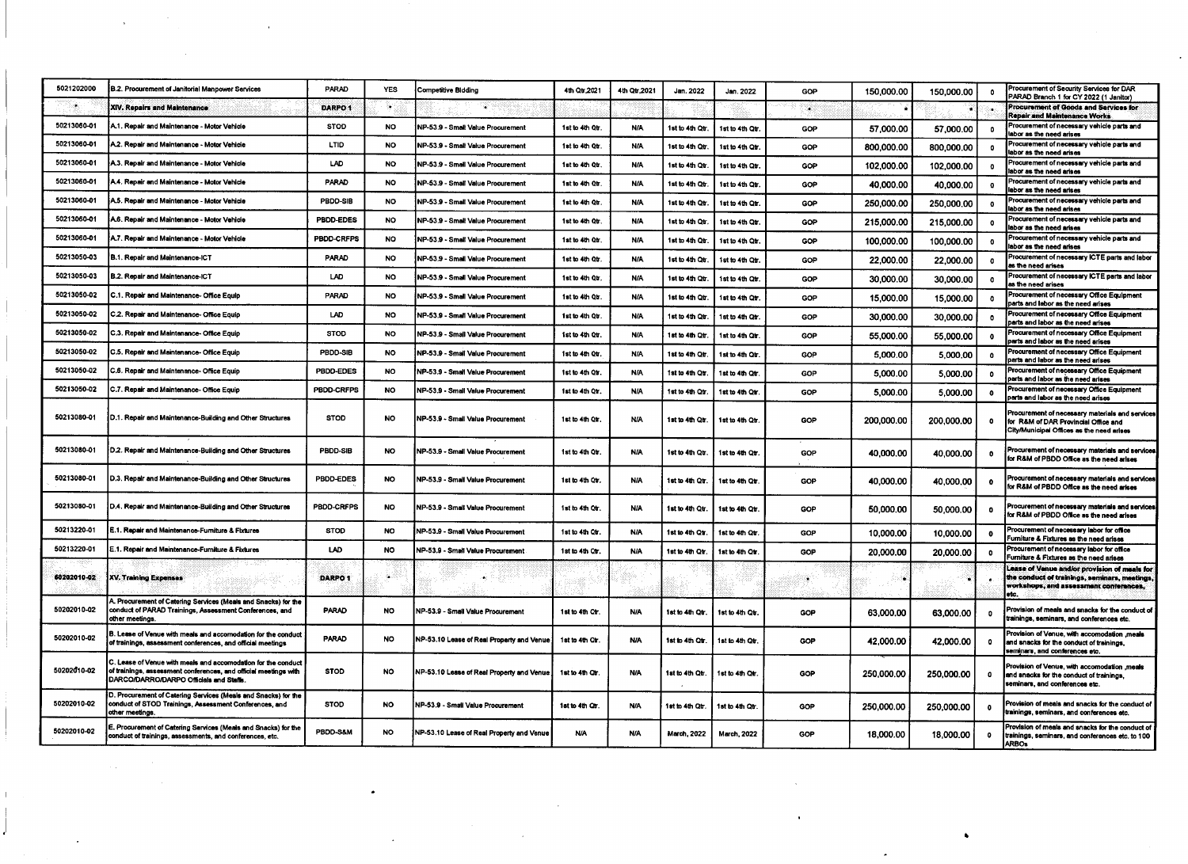| | | | | | | | | | | | | | |
|---|---|---|---|---|---|---|---|---|---|---|---|---|---|
| 5021202000 | B.2. Procurement of Janitorial Manpower Services | PARAD | YES | Competitive Bidding | 4th Qtr,2021 | 4th Qtr,2021 | Jan. 2022 | Jan. 2022 | GOP | 150,000.00 | 150,000.00 | 0 | Procurement of Security Services for DAR PARAD Branch 1 for CY 2022 (1 Janitor) |
| - | **XIV. Repairs and Maintenance** | DARPO 1 | - | - | | | | | - | - | - | - | **Procurement of Goods and Services for Repair and Maintenance Works** |
| 50213060-01 | A.1. Repair and Maintenance - Motor Vehicle | STOD | NO | NP-53.9 - Small Value Procurement | 1st to 4th Qtr. | N/A | 1st to 4th Qtr. | 1st to 4th Qtr. | GOP | 57,000.00 | 57,000.00 | 0 | Procurement of necessary vehicle parts and labor as the need arises |
| 50213060-01 | A.2. Repair and Maintenance - Motor Vehicle | LTID | NO | NP-53.9 - Small Value Procurement | 1st to 4th Qtr. | N/A | 1st to 4th Qtr. | 1st to 4th Qtr. | GOP | 800,000.00 | 800,000.00 | 0 | Procurement of necessary vehicle parts and labor as the need arises |
| 50213060-01 | A.3. Repair and Maintenance - Motor Vehicle | LAD | NO | NP-53.9 - Small Value Procurement | 1st to 4th Qtr. | N/A | 1st to 4th Qtr. | 1st to 4th Qtr. | GOP | 102,000.00 | 102,000.00 | 0 | Procurement of necessary vehicle parts and labor as the need arises |
| 50213060-01 | A.4. Repair and Maintenance - Motor Vehicle | PARAD | NO | NP-53.9 - Small Value Procurement | 1st to 4th Qtr. | N/A | 1st to 4th Qtr. | 1st to 4th Qtr. | GOP | 40,000.00 | 40,000.00 | 0 | Procurement of necessary vehicle parts and labor as the need arises |
| 50213060-01 | A.5. Repair and Maintenance - Motor Vehicle | PBDD-SIB | NO | NP-53.9 - Small Value Procurement | 1st to 4th Qtr. | N/A | 1st to 4th Qtr. | 1st to 4th Qtr. | GOP | 250,000.00 | 250,000.00 | 0 | Procurement of necessary vehicle parts and labor as the need arises |
| 50213060-01 | A.6. Repair and Maintenance - Motor Vehicle | PBDD-EDES | NO | NP-53.9 - Small Value Procurement | 1st to 4th Qtr. | N/A | 1st to 4th Qtr. | 1st to 4th Qtr. | GOP | 215,000.00 | 215,000.00 | 0 | Procurement of necessary vehicle parts and labor as the need arises |
| 50213060-01 | A.7. Repair and Maintenance - Motor Vehicle | PBDD-CRFPS | NO | NP-53.9 - Small Value Procurement | 1st to 4th Qtr. | N/A | 1st to 4th Qtr. | 1st to 4th Qtr. | GOP | 100,000.00 | 100,000.00 | 0 | Procurement of necessary vehicle parts and labor as the need arises |
| 50213050-03 | B.1. Repair and Maintenance-ICT | PARAD | NO | NP-53.9 - Small Value Procurement | 1st to 4th Qtr. | N/A | 1st to 4th Qtr. | 1st to 4th Qtr. | GOP | 22,000.00 | 22,000.00 | 0 | Procurement of necessary ICTE parts and labor as the need arises |
| 50213050-03 | B.2. Repair and Maintenance-ICT | LAD | NO | NP-53.9 - Small Value Procurement | 1st to 4th Qtr. | N/A | 1st to 4th Qtr. | 1st to 4th Qtr. | GOP | 30,000.00 | 30,000.00 | 0 | Procurement of necessary ICTE parts and labor as the need arises |
| 50213050-02 | C.1. Repair and Maintenance- Office Equip | PARAD | NO | NP-53.9 - Small Value Procurement | 1st to 4th Qtr. | N/A | 1st to 4th Qtr. | 1st to 4th Qtr. | GOP | 15,000.00 | 15,000.00 | 0 | Procurement of necessary Office Equipment parts and labor as the need arises |
| 50213050-02 | C.2. Repair and Maintenance- Office Equip | LAD | NO | NP-53.9 - Small Value Procurement | 1st to 4th Qtr. | N/A | 1st to 4th Qtr. | 1st to 4th Qtr. | GOP | 30,000.00 | 30,000.00 | 0 | Procurement of necessary Office Equipment parts and labor as the need arises |
| 50213050-02 | C.3. Repair and Maintenance- Office Equip | STOD | NO | NP-53.9 - Small Value Procurement | 1st to 4th Qtr. | N/A | 1st to 4th Qtr. | 1st to 4th Qtr. | GOP | 55,000.00 | 55,000.00 | 0 | Procurement of necessary Office Equipment parts and labor as the need arises |
| 50213050-02 | C.5. Repair and Maintenance- Office Equip | PBDD-SIB | NO | NP-53.9 - Small Value Procurement | 1st to 4th Qtr. | N/A | 1st to 4th Qtr. | 1st to 4th Qtr. | GOP | 5,000.00 | 5,000.00 | 0 | Procurement of necessary Office Equipment parts and labor as the need arises |
| 50213050-02 | C.6. Repair and Maintenance- Office Equip | PBDD-EDES | NO | NP-53.9 - Small Value Procurement | 1st to 4th Qtr. | N/A | 1st to 4th Qtr. | 1st to 4th Qtr. | GOP | 5,000.00 | 5,000.00 | 0 | Procurement of necessary Office Equipment parts and labor as the need arises |
| 50213050-02 | C.7. Repair and Maintenance- Office Equip | PBDD-CRFPS | NO | NP-53.9 - Small Value Procurement | 1st to 4th Qtr. | N/A | 1st to 4th Qtr. | 1st to 4th Qtr. | GOP | 5,000.00 | 5,000.00 | 0 | Procurement of necessary Office Equipment parts and labor as the need arises |
| 50213080-01 | D.1. Repair and Maintenance-Building and Other Structures | STOD | NO | NP-53.9 - Small Value Procurement | 1st to 4th Qtr. | N/A | 1st to 4th Qtr. | 1st to 4th Qtr. | GOP | 200,000.00 | 200,000.00 | 0 | Procurement of necessary materials and services for R&M of DAR Provincial Office and City/Municipal Offices as the need arises |
| 50213080-01 | D.2. Repair and Maintenance-Building and Other Structures | PBDD-SIB | NO | NP-53.9 - Small Value Procurement | 1st to 4th Qtr. | N/A | 1st to 4th Qtr. | 1st to 4th Qtr. | GOP | 40,000.00 | 40,000.00 | 0 | Procurement of necessary materials and services for R&M of PBDD Office as the need arises |
| 50213080-01 | D.3. Repair and Maintenance-Building and Other Structures | PBDD-EDES | NO | NP-53.9 - Small Value Procurement | 1st to 4th Qtr. | N/A | 1st to 4th Qtr. | 1st to 4th Qtr. | GOP | 40,000.00 | 40,000.00 | 0 | Procurement of necessary materials and services for R&M of PBDD Office as the need arises |
| 50213080-01 | D.4. Repair and Maintenance-Building and Other Structures | PBDD-CRFPS | NO | NP-53.9 - Small Value Procurement | 1st to 4th Qtr. | N/A | 1st to 4th Qtr. | 1st to 4th Qtr. | GOP | 50,000.00 | 50,000.00 | 0 | Procurement of necessary materials and services for R&M of PBDD Office as the need arises |
| 50213220-01 | E.1. Repair and Maintenance-Furniture & Fixtures | STOD | NO | NP-53.9 - Small Value Procurement | 1st to 4th Qtr. | N/A | 1st to 4th Qtr. | 1st to 4th Qtr. | GOP | 10,000.00 | 10,000.00 | 0 | Procurement of necessary labor for office Furniture & Fixtures as the need arises |
| 50213220-01 | E.1. Repair and Maintenance-Furniture & Fixtures | LAD | NO | NP-53.9 - Small Value Procurement | 1st to 4th Qtr. | N/A | 1st to 4th Qtr. | 1st to 4th Qtr. | GOP | 20,000.00 | 20,000.00 | 0 | Procurement of necessary labor for office Furniture & Fixtures as the need arises |
| 50202010-02 | **XV. Training Expenses** | DARPO 1 | - | - | | | | | - | - | - | - | **Lease of Venue and/or provision of meals for the conduct of trainings, seminars, meetings, workshops, and assessment conferences, etc.** |
| 50202010-02 | A. Procurement of Catering Services (Meals and Snacks) for the conduct of PARAD Trainings, Assessment Conferences, and other meetings. | PARAD | NO | NP-53.9 - Small Value Procurement | 1st to 4th Qtr. | N/A | 1st to 4th Qtr. | 1st to 4th Qtr. | GOP | 63,000.00 | 63,000.00 | 0 | Provision of meals and snacks for the conduct of trainings, seminars, and conferences etc. |
| 50202010-02 | B. Lease of Venue and accomodation for the conduct of trainings, assessment conferences, and official meetings | PARAD | NO | NP-53.10 Lease of Real Property and Venue | 1st to 4th Qtr. | N/A | 1st to 4th Qtr. | 1st to 4th Qtr. | GOP | 42,000.00 | 42,000.00 | 0 | Provision of Venue, with accomodation ,meals and snacks for the conduct of trainings, seminars, and conferences etc. |
| 50202010-02 | C. Lease of Venue with meals and accomodation for the conduct of trainings, assessment conferences, and official meetings with DARCO/DARRO/DARPO Officials and Staffs. | STOD | NO | NP-53.10 Lease of Real Property and Venue | 1st to 4th Qtr. | N/A | 1st to 4th Qtr. | 1st to 4th Qtr. | GOP | 250,000.00 | 250,000.00 | 0 | Provision of Venue, with accomodation ,meals and snacks for the conduct of trainings, seminars, and conferences etc. |
| 50202010-02 | D. Procurement of Catering Services (Meals and Snacks) for the conduct of STOD Trainings, Assessment Conferences, and other meetings. | STOD | NO | NP-53.9 - Small Value Procurement | 1st to 4th Qtr. | N/A | 1st to 4th Qtr. | 1st to 4th Qtr. | GOP | 250,000.00 | 250,000.00 | 0 | Provision of meals and snacks for the conduct of trainings, seminars, and conferences etc. |
| 50202010-02 | E. Procurement of Catering Services (Meals and Snacks) for the conduct of trainings, assessments, and conferences, etc. | PBDD-S&M | NO | NP-53.10 Lease of Real Property and Venue | N/A | N/A | March, 2022 | March, 2022 | GOP | 18,000.00 | 18,000.00 | 0 | Provision of meals and snacks for the conduct of trainings, seminars, and conferences etc. to 100 ARBOs |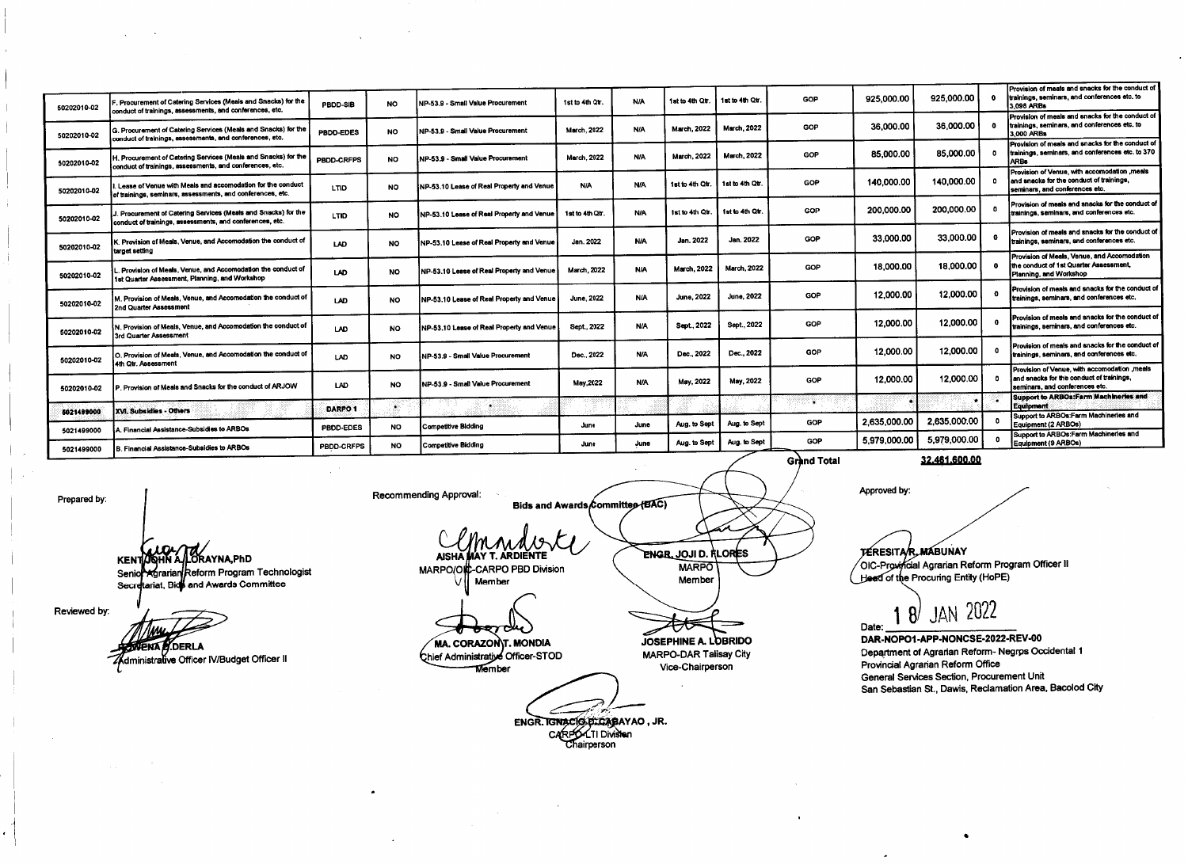| | | | | | | | | | | | | | |
|---|---|---|---|---|---|---|---|---|---|---|---|---|---|
| 50202010-02 | F. Procurement of Catering Services (Meals and Snacks) for the conduct of trainings, assessments, and conferences, etc. | PBDD-SIB | NO | NP-53.9 - Small Value Procurement | 1st to 4th Qtr. | N/A | 1st to 4th Qtr. | 1st to 4th Qtr. | GOP | 925,000.00 | 925,000.00 | 0 | Provision of meals and snacks for the conduct of trainings, seminars, and conferences etc. to 3,096 ARBs |
| 50202010-02 | G. Procurement of Catering Services (Meals and Snacks) for the conduct of trainings, assessments, and conferences, etc. | PBDD-EDES | NO | NP-53.9 - Small Value Procurement | March, 2022 | N/A | March, 2022 | March, 2022 | GOP | 36,000.00 | 36,000.00 | 0 | Provision of meals and snacks for the conduct of trainings, seminars, and conferences etc. to 3,000 ARBs |
| 50202010-02 | H. Procurement of Catering Services (Meals and Snacks) for the conduct of trainings, assessments, and conferences, etc. | PBDD-CRFPS | NO | NP-53.9 - Small Value Procurement | March, 2022 | N/A | March, 2022 | March, 2022 | GOP | 85,000.00 | 85,000.00 | 0 | Provision of meals and snacks for the conduct of trainings, seminars, and conferences etc. to 370 ARBs |
| 50202010-02 | I. Lease of Venue with Meals and accomodation for the conduct of trainings, seminars, assessments, and conferences, etc. | LTID | NO | NP-53.10 Lease of Real Property and Venue | N/A | N/A | 1st to 4th Qtr. | 1st to 4th Qtr. | GOP | 140,000.00 | 140,000.00 | 0 | Provision of Venue, with accomodation ,meals and snacks for the conduct of trainings, seminars, and conferences etc. |
| 50202010-02 | J. Procurement of Catering Services (Meals and Snacks) for the conduct of trainings, assessments, and conferences, etc. | LTID | NO | NP-53.10 Lease of Real Property and Venue | 1st to 4th Qtr. | N/A | 1st to 4th Qtr. | 1st to 4th Qtr. | GOP | 200,000.00 | 200,000.00 | 0 | Provision of meals and snacks for the conduct of trainings, seminars, and conferences etc. |
| 50202010-02 | K. Provision of Meals, Venue, and Accomodation the conduct of target setting | LAD | NO | NP-53.10 Lease of Real Property and Venue | Jan. 2022 | N/A | Jan. 2022 | Jan. 2022 | GOP | 33,000.00 | 33,000.00 | 0 | Provision of meals and snacks for the conduct of trainings, seminars, and conferences etc. |
| 50202010-02 | L. Provision of Meals, Venue, and Accomodation the conduct of 1st Quarter Assessment, Planning, and Workshop | LAD | NO | NP-53.10 Lease of Real Property and Venue | March, 2022 | N/A | March, 2022 | March, 2022 | GOP | 18,000.00 | 18,000.00 | 0 | Provision of Meals, Venue, and Accomodation the conduct of 1st Quarter Assessment, Planning, and Workshop |
| 50202010-02 | M. Provision of Meals, Venue, and Accomodation the conduct of 2nd Quarter Assessment | LAD | NO | NP-53.10 Lease of Real Property and Venue | June, 2022 | N/A | June, 2022 | June, 2022 | GOP | 12,000.00 | 12,000.00 | 0 | Provision of meals and snacks for the conduct of trainings, seminars, and conferences etc. |
| 50202010-02 | N. Provision of Meals, Venue, and Accomodation the conduct of 3rd Quarter Assessment | LAD | NO | NP-53.10 Lease of Real Property and Venue | Sept., 2022 | N/A | Sept., 2022 | Sept., 2022 | GOP | 12,000.00 | 12,000.00 | 0 | Provision of meals and snacks for the conduct of trainings, seminars, and conferences etc. |
| 50202010-02 | O. Provision of Meals, Venue, and Accomodation the conduct of 4th Qtr. Assessment | LAD | NO | NP-53.9 - Small Value Procurement | Dec., 2022 | N/A | Dec., 2022 | Dec., 2022 | GOP | 12,000.00 | 12,000.00 | 0 | Provision of meals and snacks for the conduct of trainings, seminars, and conferences etc. |
| 50202010-02 | P. Provision of Meals and Snacks for the conduct of ARJOW | LAD | NO | NP-53.9 - Small Value Procurement | May,2022 | N/A | May, 2022 | May, 2022 | GOP | 12,000.00 | 12,000.00 | 0 | Provision of Venue, with accomodation ,meals and snacks for the conduct of trainings, seminars, and conferences etc. |
| 5021499000 | XVI. Subsidies - Others | DARPO 1 | - | - | | | | | - | - | - | - | Support to ARBOs:Farm Machineries and Equipment |
| 5021499000 | A. Financial Assistance-Subsidies to ARBOs | PBDD-EDES | NO | Competitive Bidding | June | June | Aug. to Sept | Aug. to Sept | GOP | 2,635,000.00 | 2,635,000.00 | 0 | Support to ARBOs:Farm Machineries and Equipment (2 ARBOs) |
| 5021499000 | B. Financial Assistance-Subsidies to ARBOs | PBDD-CRFPS | NO | Competitive Bidding | June | June | Aug. to Sept | Aug. to Sept | GOP | 5,979,000.00 | 5,979,000.00 | 0 | Support to ARBOs:Farm Machineries and Equipment (9 ARBOs) |
| | | | | | | | | | Grand Total | | 32,461,600.00 | | |

Prepared by:

KENT JOHN A. LORAYNA,PhD
Senior Agrarian Reform Program Technologist
Secretariat, Bids and Awards Committee

Reviewed by:

ROWENA E. DERLA
Administrative Officer IV/Budget Officer II

Recommending Approval:

Bids and Awards Committee (BAC)

AISHA MAY T. ARDIENTE
MARPO/OIC-CARPO PBD Division
Member

ENGR. JOJI D. FLORES
MARPO
Member

MA. CORAZON T. MONDIA
Chief Administrative Officer-STOD
Member

JOSEPHINE A. LOBRIDO
MARPO-DAR Talisay City
Vice-Chairperson

ENGR. IGNACIO D. CABAYAO , JR.
CARPO-LTI Division
Chairperson

Approved by:

TERESITA R. MABUNAY
OIC-Provincial Agrarian Reform Program Officer II
Head of the Procuring Entity (HoPE)

Date: 18 JAN 2022

**DAR-NOPO1-APP-NONCSE-2022-REV-00**
Department of Agrarian Reform- Negros Occidental 1
Provincial Agrarian Reform Office
General Services Section, Procurement Unit
San Sebastian St., Dawis, Reclamation Area, Bacolod City